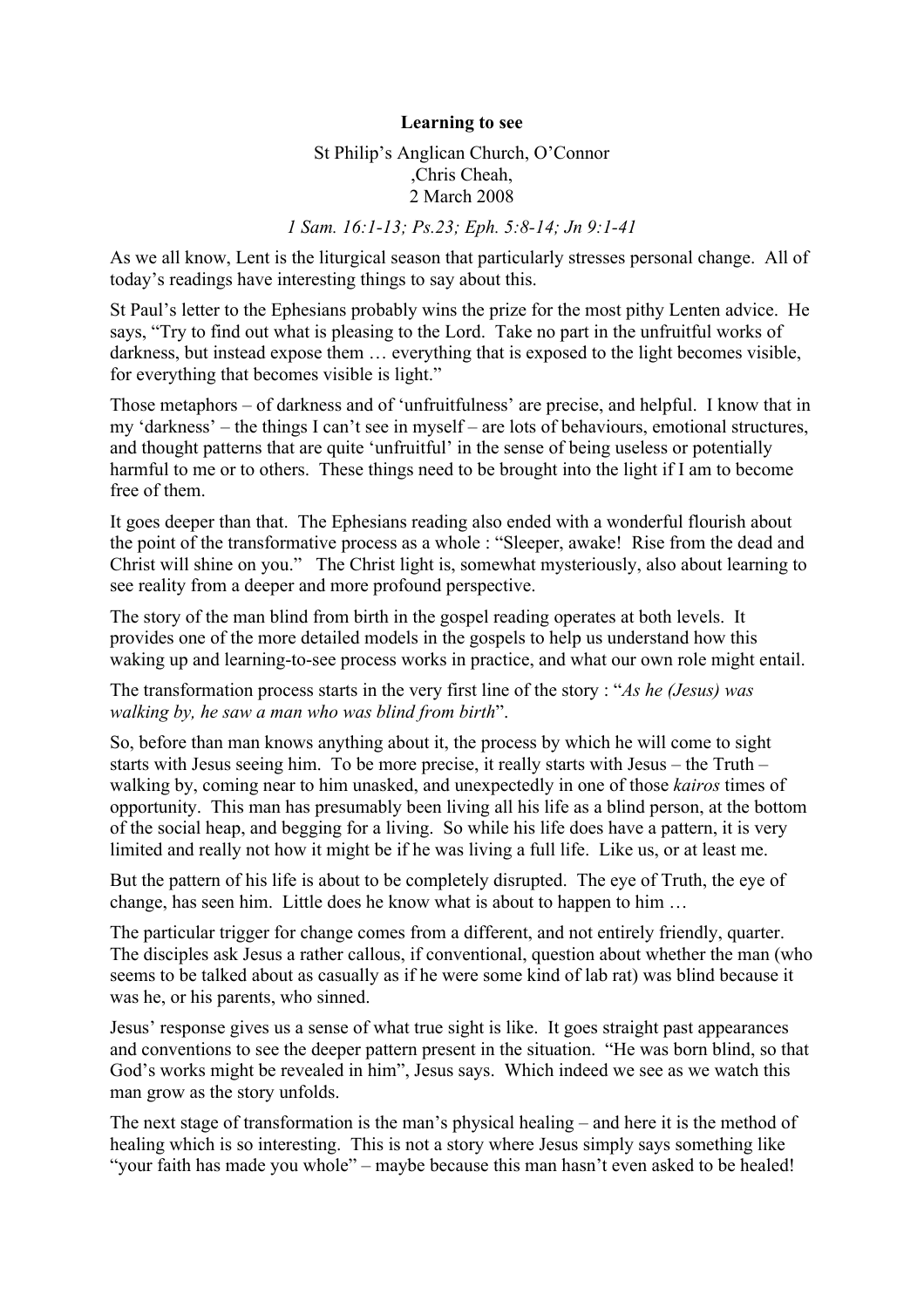**Learning to see**

St Philip's Anglican Church, O'Connor
,Chris Cheah,
2 March 2008

*1 Sam. 16:1-13; Ps.23; Eph. 5:8-14; Jn 9:1-41*

As we all know, Lent is the liturgical season that particularly stresses personal change. All of today's readings have interesting things to say about this.

St Paul's letter to the Ephesians probably wins the prize for the most pithy Lenten advice. He says, "Try to find out what is pleasing to the Lord. Take no part in the unfruitful works of darkness, but instead expose them … everything that is exposed to the light becomes visible, for everything that becomes visible is light."

Those metaphors – of darkness and of 'unfruitfulness' are precise, and helpful. I know that in my 'darkness' – the things I can't see in myself – are lots of behaviours, emotional structures, and thought patterns that are quite 'unfruitful' in the sense of being useless or potentially harmful to me or to others. These things need to be brought into the light if I am to become free of them.

It goes deeper than that. The Ephesians reading also ended with a wonderful flourish about the point of the transformative process as a whole : "Sleeper, awake! Rise from the dead and Christ will shine on you." The Christ light is, somewhat mysteriously, also about learning to see reality from a deeper and more profound perspective.

The story of the man blind from birth in the gospel reading operates at both levels. It provides one of the more detailed models in the gospels to help us understand how this waking up and learning-to-see process works in practice, and what our own role might entail.

The transformation process starts in the very first line of the story : "*As he (Jesus) was walking by, he saw a man who was blind from birth*".

So, before than man knows anything about it, the process by which he will come to sight starts with Jesus seeing him. To be more precise, it really starts with Jesus – the Truth – walking by, coming near to him unasked, and unexpectedly in one of those *kairos* times of opportunity. This man has presumably been living all his life as a blind person, at the bottom of the social heap, and begging for a living. So while his life does have a pattern, it is very limited and really not how it might be if he was living a full life. Like us, or at least me.

But the pattern of his life is about to be completely disrupted. The eye of Truth, the eye of change, has seen him. Little does he know what is about to happen to him …

The particular trigger for change comes from a different, and not entirely friendly, quarter. The disciples ask Jesus a rather callous, if conventional, question about whether the man (who seems to be talked about as casually as if he were some kind of lab rat) was blind because it was he, or his parents, who sinned.

Jesus' response gives us a sense of what true sight is like. It goes straight past appearances and conventions to see the deeper pattern present in the situation. "He was born blind, so that God's works might be revealed in him", Jesus says. Which indeed we see as we watch this man grow as the story unfolds.

The next stage of transformation is the man's physical healing – and here it is the method of healing which is so interesting. This is not a story where Jesus simply says something like "your faith has made you whole" – maybe because this man hasn't even asked to be healed!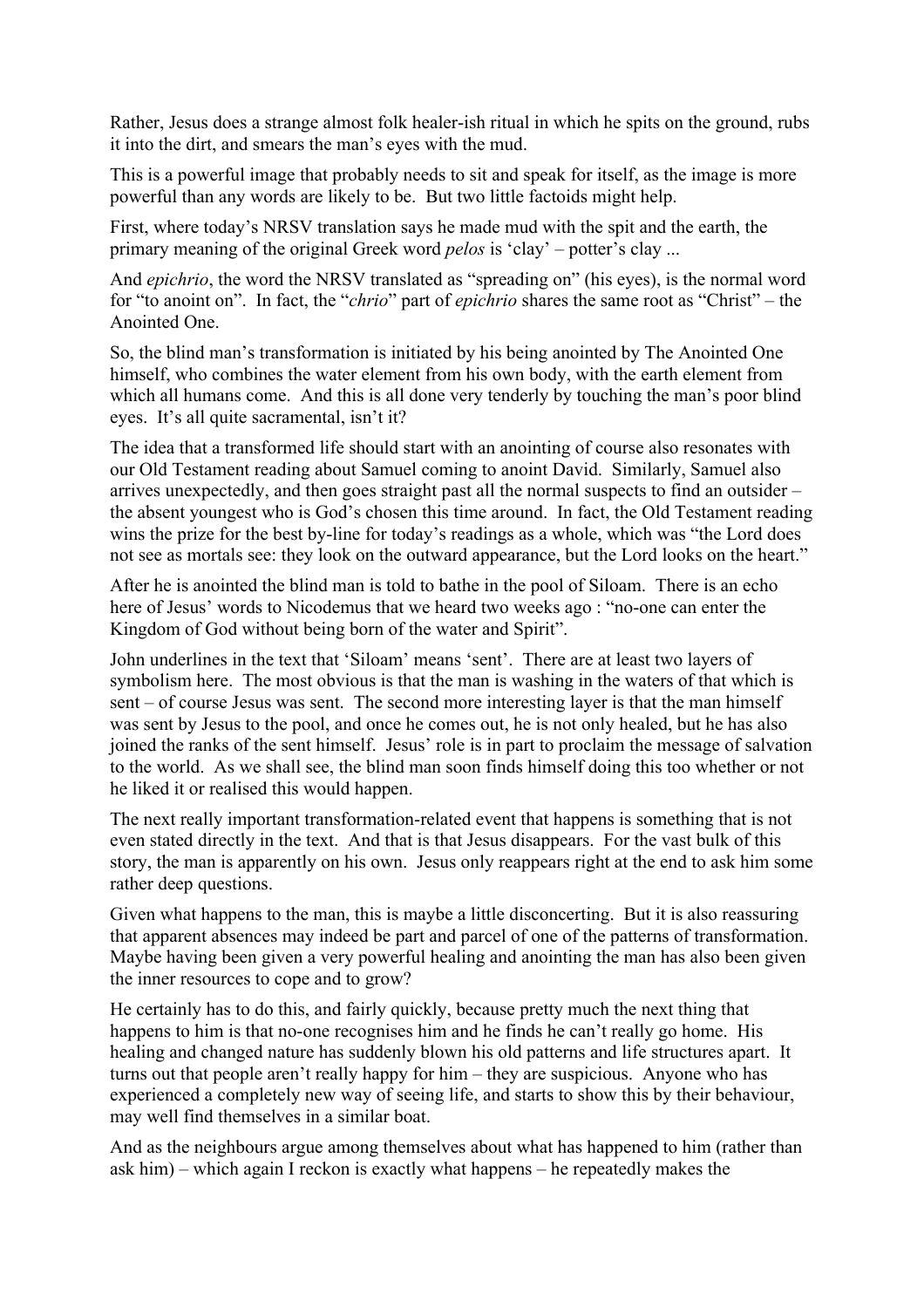Rather, Jesus does a strange almost folk healer-ish ritual in which he spits on the ground, rubs it into the dirt, and smears the man's eyes with the mud.

This is a powerful image that probably needs to sit and speak for itself, as the image is more powerful than any words are likely to be. But two little factoids might help.

First, where today's NRSV translation says he made mud with the spit and the earth, the primary meaning of the original Greek word *pelos* is 'clay' – potter's clay ...

And *epichrio*, the word the NRSV translated as "spreading on" (his eyes), is the normal word for "to anoint on". In fact, the "*chrio*" part of *epichrio* shares the same root as "Christ" – the Anointed One.

So, the blind man's transformation is initiated by his being anointed by The Anointed One himself, who combines the water element from his own body, with the earth element from which all humans come. And this is all done very tenderly by touching the man's poor blind eyes. It's all quite sacramental, isn't it?

The idea that a transformed life should start with an anointing of course also resonates with our Old Testament reading about Samuel coming to anoint David. Similarly, Samuel also arrives unexpectedly, and then goes straight past all the normal suspects to find an outsider – the absent youngest who is God's chosen this time around. In fact, the Old Testament reading wins the prize for the best by-line for today's readings as a whole, which was "the Lord does not see as mortals see: they look on the outward appearance, but the Lord looks on the heart."

After he is anointed the blind man is told to bathe in the pool of Siloam. There is an echo here of Jesus' words to Nicodemus that we heard two weeks ago : "no-one can enter the Kingdom of God without being born of the water and Spirit".

John underlines in the text that 'Siloam' means 'sent'. There are at least two layers of symbolism here. The most obvious is that the man is washing in the waters of that which is sent – of course Jesus was sent. The second more interesting layer is that the man himself was sent by Jesus to the pool, and once he comes out, he is not only healed, but he has also joined the ranks of the sent himself. Jesus' role is in part to proclaim the message of salvation to the world. As we shall see, the blind man soon finds himself doing this too whether or not he liked it or realised this would happen.

The next really important transformation-related event that happens is something that is not even stated directly in the text. And that is that Jesus disappears. For the vast bulk of this story, the man is apparently on his own. Jesus only reappears right at the end to ask him some rather deep questions.

Given what happens to the man, this is maybe a little disconcerting. But it is also reassuring that apparent absences may indeed be part and parcel of one of the patterns of transformation. Maybe having been given a very powerful healing and anointing the man has also been given the inner resources to cope and to grow?

He certainly has to do this, and fairly quickly, because pretty much the next thing that happens to him is that no-one recognises him and he finds he can't really go home. His healing and changed nature has suddenly blown his old patterns and life structures apart. It turns out that people aren't really happy for him – they are suspicious. Anyone who has experienced a completely new way of seeing life, and starts to show this by their behaviour, may well find themselves in a similar boat.

And as the neighbours argue among themselves about what has happened to him (rather than ask him) – which again I reckon is exactly what happens – he repeatedly makes the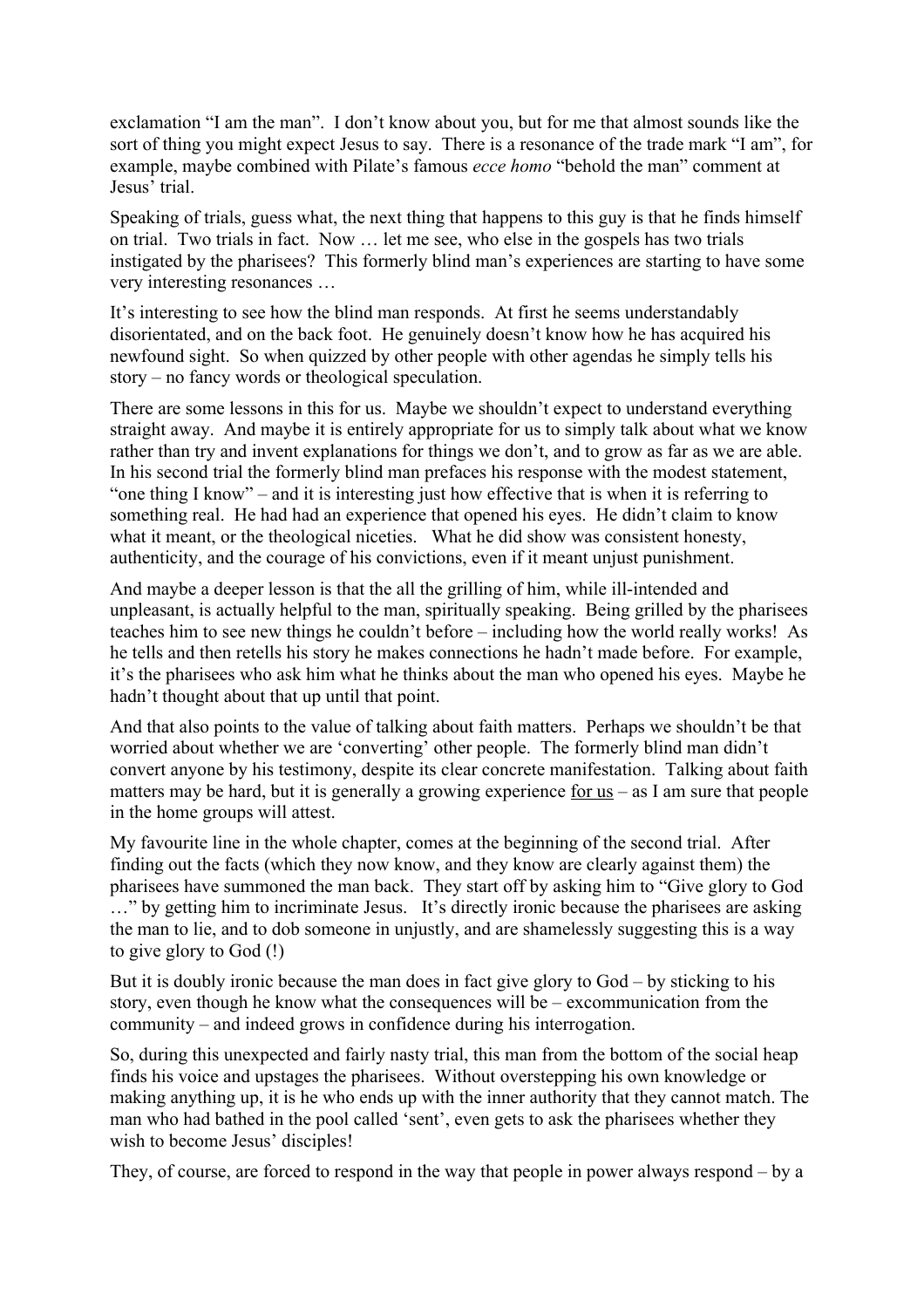exclamation "I am the man". I don't know about you, but for me that almost sounds like the sort of thing you might expect Jesus to say. There is a resonance of the trade mark "I am", for example, maybe combined with Pilate's famous *ecce homo* "behold the man" comment at Jesus' trial.

Speaking of trials, guess what, the next thing that happens to this guy is that he finds himself on trial. Two trials in fact. Now … let me see, who else in the gospels has two trials instigated by the pharisees? This formerly blind man's experiences are starting to have some very interesting resonances …

It's interesting to see how the blind man responds. At first he seems understandably disorientated, and on the back foot. He genuinely doesn't know how he has acquired his newfound sight. So when quizzed by other people with other agendas he simply tells his story – no fancy words or theological speculation.

There are some lessons in this for us. Maybe we shouldn't expect to understand everything straight away. And maybe it is entirely appropriate for us to simply talk about what we know rather than try and invent explanations for things we don't, and to grow as far as we are able. In his second trial the formerly blind man prefaces his response with the modest statement, "one thing I know" – and it is interesting just how effective that is when it is referring to something real. He had had an experience that opened his eyes. He didn't claim to know what it meant, or the theological niceties. What he did show was consistent honesty, authenticity, and the courage of his convictions, even if it meant unjust punishment.

And maybe a deeper lesson is that the all the grilling of him, while ill-intended and unpleasant, is actually helpful to the man, spiritually speaking. Being grilled by the pharisees teaches him to see new things he couldn't before – including how the world really works! As he tells and then retells his story he makes connections he hadn't made before. For example, it's the pharisees who ask him what he thinks about the man who opened his eyes. Maybe he hadn't thought about that up until that point.

And that also points to the value of talking about faith matters. Perhaps we shouldn't be that worried about whether we are 'converting' other people. The formerly blind man didn't convert anyone by his testimony, despite its clear concrete manifestation. Talking about faith matters may be hard, but it is generally a growing experience <u>for us</u> – as I am sure that people in the home groups will attest.

My favourite line in the whole chapter, comes at the beginning of the second trial. After finding out the facts (which they now know, and they know are clearly against them) the pharisees have summoned the man back. They start off by asking him to "Give glory to God …" by getting him to incriminate Jesus. It's directly ironic because the pharisees are asking the man to lie, and to dob someone in unjustly, and are shamelessly suggesting this is a way to give glory to God (!)

But it is doubly ironic because the man does in fact give glory to God – by sticking to his story, even though he know what the consequences will be – excommunication from the community – and indeed grows in confidence during his interrogation.

So, during this unexpected and fairly nasty trial, this man from the bottom of the social heap finds his voice and upstages the pharisees. Without overstepping his own knowledge or making anything up, it is he who ends up with the inner authority that they cannot match. The man who had bathed in the pool called 'sent', even gets to ask the pharisees whether they wish to become Jesus' disciples!

They, of course, are forced to respond in the way that people in power always respond – by a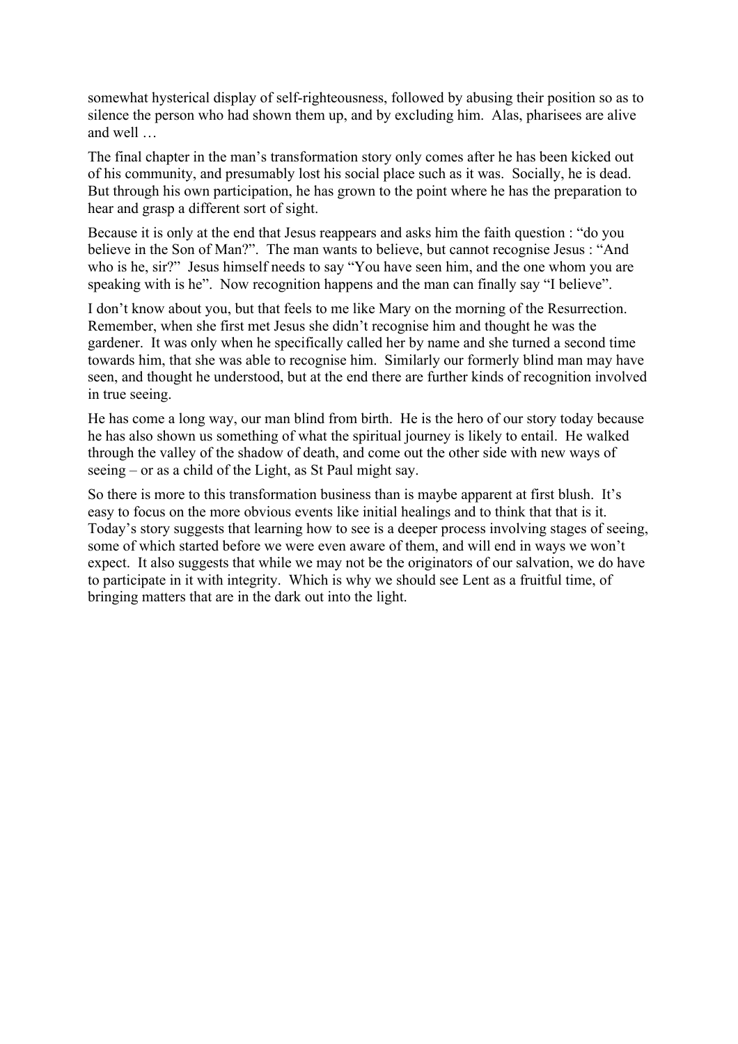somewhat hysterical display of self-righteousness, followed by abusing their position so as to silence the person who had shown them up, and by excluding him. Alas, pharisees are alive and well …

The final chapter in the man's transformation story only comes after he has been kicked out of his community, and presumably lost his social place such as it was. Socially, he is dead. But through his own participation, he has grown to the point where he has the preparation to hear and grasp a different sort of sight.

Because it is only at the end that Jesus reappears and asks him the faith question : "do you believe in the Son of Man?". The man wants to believe, but cannot recognise Jesus : "And who is he, sir?" Jesus himself needs to say "You have seen him, and the one whom you are speaking with is he". Now recognition happens and the man can finally say "I believe".

I don't know about you, but that feels to me like Mary on the morning of the Resurrection. Remember, when she first met Jesus she didn't recognise him and thought he was the gardener. It was only when he specifically called her by name and she turned a second time towards him, that she was able to recognise him. Similarly our formerly blind man may have seen, and thought he understood, but at the end there are further kinds of recognition involved in true seeing.

He has come a long way, our man blind from birth. He is the hero of our story today because he has also shown us something of what the spiritual journey is likely to entail. He walked through the valley of the shadow of death, and come out the other side with new ways of seeing – or as a child of the Light, as St Paul might say.

So there is more to this transformation business than is maybe apparent at first blush. It's easy to focus on the more obvious events like initial healings and to think that that is it. Today's story suggests that learning how to see is a deeper process involving stages of seeing, some of which started before we were even aware of them, and will end in ways we won't expect. It also suggests that while we may not be the originators of our salvation, we do have to participate in it with integrity. Which is why we should see Lent as a fruitful time, of bringing matters that are in the dark out into the light.